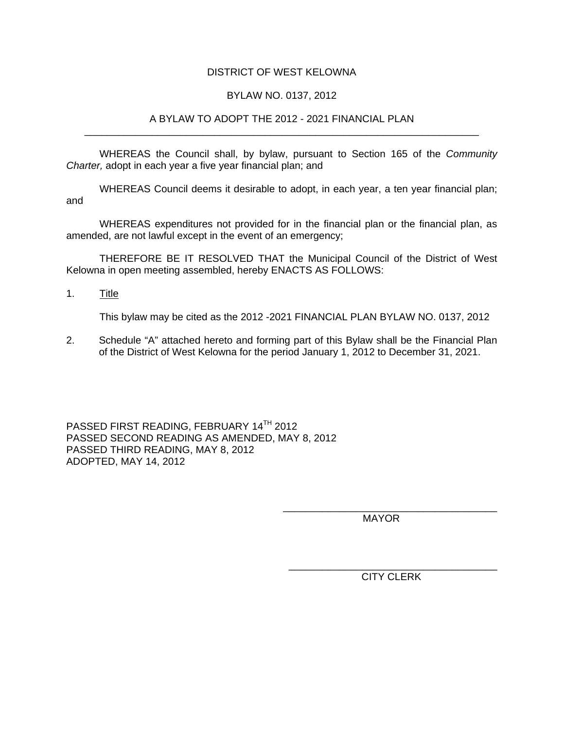DISTRICT OF WEST KELOWNA

BYLAW NO. 0137, 2012

A BYLAW TO ADOPT THE 2012 - 2021 FINANCIAL PLAN

---

WHEREAS the Council shall, by bylaw, pursuant to Section 165 of the *Community Charter,* adopt in each year a five year financial plan; and

WHEREAS Council deems it desirable to adopt, in each year, a ten year financial plan; and

WHEREAS expenditures not provided for in the financial plan or the financial plan, as amended, are not lawful except in the event of an emergency;

THEREFORE BE IT RESOLVED THAT the Municipal Council of the District of West Kelowna in open meeting assembled, hereby ENACTS AS FOLLOWS:

1. Title

   This bylaw may be cited as the 2012 -2021 FINANCIAL PLAN BYLAW NO. 0137, 2012

2. Schedule "A" attached hereto and forming part of this Bylaw shall be the Financial Plan of the District of West Kelowna for the period January 1, 2012 to December 31, 2021.

PASSED FIRST READING, FEBRUARY 14TH 2012
PASSED SECOND READING AS AMENDED, MAY 8, 2012
PASSED THIRD READING, MAY 8, 2012
ADOPTED, MAY 14, 2012

\_\_\_\_\_\_\_\_\_\_\_\_\_\_\_\_\_\_\_\_\_\_\_\_\_\_\_\_\_\_\_\_\_\_\_\_\_\_
MAYOR

\_\_\_\_\_\_\_\_\_\_\_\_\_\_\_\_\_\_\_\_\_\_\_\_\_\_\_\_\_\_\_\_\_\_\_\_\_\_
CITY CLERK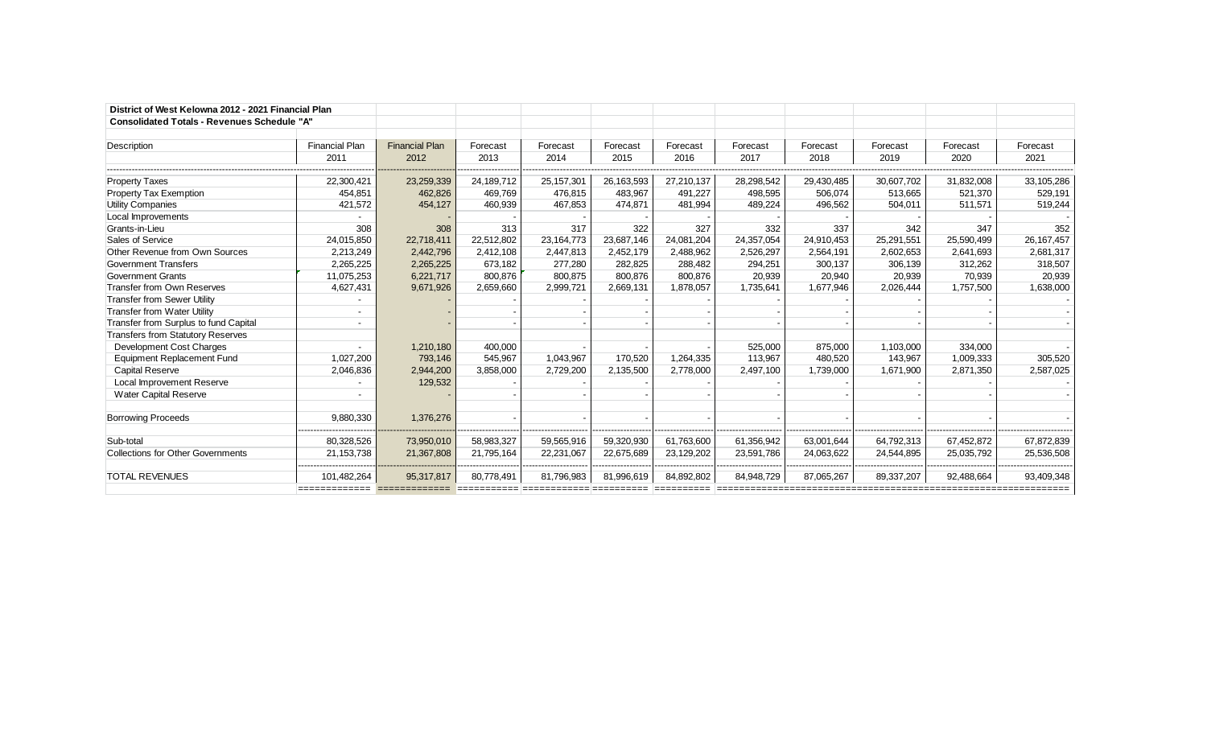**District of West Kelowna 2012 - 2021 Financial Plan**

**Consolidated Totals - Revenues Schedule "A"**

| Description | Financial Plan 2011 | Financial Plan 2012 | Forecast 2013 | Forecast 2014 | Forecast 2015 | Forecast 2016 | Forecast 2017 | Forecast 2018 | Forecast 2019 | Forecast 2020 | Forecast 2021 |
|---|---|---|---|---|---|---|---|---|---|---|---|
| Property Taxes | 22,300,421 | 23,259,339 | 24,189,712 | 25,157,301 | 26,163,593 | 27,210,137 | 28,298,542 | 29,430,485 | 30,607,702 | 31,832,008 | 33,105,286 |
| Property Tax Exemption | 454,851 | 462,826 | 469,769 | 476,815 | 483,967 | 491,227 | 498,595 | 506,074 | 513,665 | 521,370 | 529,191 |
| Utility Companies | 421,572 | 454,127 | 460,939 | 467,853 | 474,871 | 481,994 | 489,224 | 496,562 | 504,011 | 511,571 | 519,244 |
| Local Improvements | - | - | - | - | - | - | - | - | - | - | - |
| Grants-in-Lieu | 308 | 308 | 313 | 317 | 322 | 327 | 332 | 337 | 342 | 347 | 352 |
| Sales of Service | 24,015,850 | 22,718,411 | 22,512,802 | 23,164,773 | 23,687,146 | 24,081,204 | 24,357,054 | 24,910,453 | 25,291,551 | 25,590,499 | 26,167,457 |
| Other Revenue from Own Sources | 2,213,249 | 2,442,796 | 2,412,108 | 2,447,813 | 2,452,179 | 2,488,962 | 2,526,297 | 2,564,191 | 2,602,653 | 2,641,693 | 2,681,317 |
| Government Transfers | 2,265,225 | 2,265,225 | 673,182 | 277,280 | 282,825 | 288,482 | 294,251 | 300,137 | 306,139 | 312,262 | 318,507 |
| Government Grants | 11,075,253 | 6,221,717 | 800,876 | 800,875 | 800,876 | 800,876 | 20,939 | 20,940 | 20,939 | 70,939 | 20,939 |
| Transfer from Own Reserves | 4,627,431 | 9,671,926 | 2,659,660 | 2,999,721 | 2,669,131 | 1,878,057 | 1,735,641 | 1,677,946 | 2,026,444 | 1,757,500 | 1,638,000 |
| Transfer from Sewer Utility | - | - | - | - | - | - | - | - | - | - | - |
| Transfer from Water Utility | - | - | - | - | - | - | - | - | - | - | - |
| Transfer from Surplus to fund Capital | - | - | - | - | - | - | - | - | - | - | - |
| Transfers from Statutory Reserves | | | | | | | | | | | |
| Development Cost Charges | - | 1,210,180 | 400,000 | - | - | - | 525,000 | 875,000 | 1,103,000 | 334,000 | - |
| Equipment Replacement Fund | 1,027,200 | 793,146 | 545,967 | 1,043,967 | 170,520 | 1,264,335 | 113,967 | 480,520 | 143,967 | 1,009,333 | 305,520 |
| Capital Reserve | 2,046,836 | 2,944,200 | 3,858,000 | 2,729,200 | 2,135,500 | 2,778,000 | 2,497,100 | 1,739,000 | 1,671,900 | 2,871,350 | 2,587,025 |
| Local Improvement Reserve | - | 129,532 | - | - | - | - | - | - | - | - | - |
| Water Capital Reserve | - | - | - | - | - | - | - | - | - | - | - |
| Borrowing Proceeds | 9,880,330 | 1,376,276 | - | - | - | - | - | - | - | - | - |
| Sub-total | 80,328,526 | 73,950,010 | 58,983,327 | 59,565,916 | 59,320,930 | 61,763,600 | 61,356,942 | 63,001,644 | 64,792,313 | 67,452,872 | 67,872,839 |
| Collections for Other Governments | 21,153,738 | 21,367,808 | 21,795,164 | 22,231,067 | 22,675,689 | 23,129,202 | 23,591,786 | 24,063,622 | 24,544,895 | 25,035,792 | 25,536,508 |
| TOTAL REVENUES | 101,482,264 | 95,317,817 | 80,778,491 | 81,796,983 | 81,996,619 | 84,892,802 | 84,948,729 | 87,065,267 | 89,337,207 | 92,488,664 | 93,409,348 |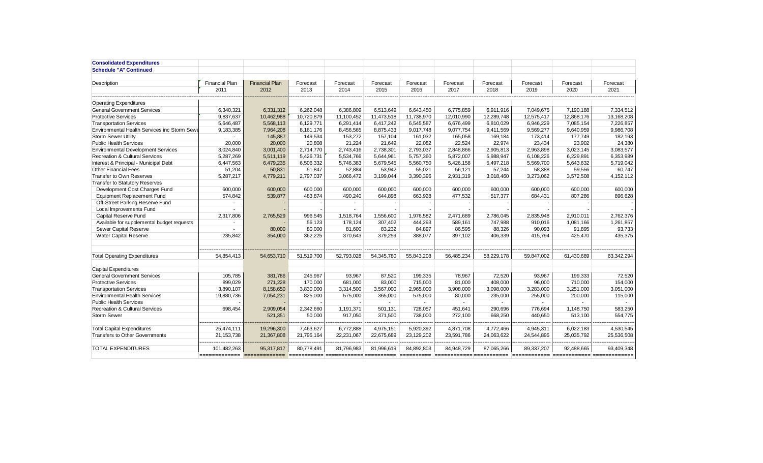**Consolidated Expenditures**

**Schedule "A" Continued**

| Description | Financial Plan 2011 | Financial Plan 2012 | Forecast 2013 | Forecast 2014 | Forecast 2015 | Forecast 2016 | Forecast 2017 | Forecast 2018 | Forecast 2019 | Forecast 2020 | Forecast 2021 |
|---|---|---|---|---|---|---|---|---|---|---|---|
| Operating Expenditures | | | | | | | | | | | |
| General Government Services | 6,340,321 | 6,331,312 | 6,262,048 | 6,386,809 | 6,513,649 | 6,643,450 | 6,775,859 | 6,911,916 | 7,049,675 | 7,190,188 | 7,334,512 |
| Protective Services | 9,837,637 | 10,462,988 | 10,720,879 | 11,100,452 | 11,473,518 | 11,738,970 | 12,010,990 | 12,289,748 | 12,575,417 | 12,868,176 | 13,168,208 |
| Transportation Services | 5,646,487 | 5,568,113 | 6,129,771 | 6,291,414 | 6,417,242 | 6,545,587 | 6,676,499 | 6,810,029 | 6,946,229 | 7,085,154 | 7,226,857 |
| Environmental Health Services inc Storm Sewe | 9,183,385 | 7,964,208 | 8,161,176 | 8,456,565 | 8,875,433 | 9,017,748 | 9,077,754 | 9,411,569 | 9,569,277 | 9,640,959 | 9,986,708 |
| Storm Sewer Utility | - | 145,887 | 149,534 | 153,272 | 157,104 | 161,032 | 165,058 | 169,184 | 173,414 | 177,749 | 182,193 |
| Public Health Services | 20,000 | 20,000 | 20,808 | 21,224 | 21,649 | 22,082 | 22,524 | 22,974 | 23,434 | 23,902 | 24,380 |
| Environmental Development Services | 3,024,840 | 3,001,400 | 2,714,770 | 2,743,416 | 2,738,301 | 2,793,037 | 2,848,866 | 2,905,813 | 2,963,898 | 3,023,145 | 3,083,577 |
| Recreation & Cultural Services | 5,287,269 | 5,511,119 | 5,426,731 | 5,534,766 | 5,644,961 | 5,757,360 | 5,872,007 | 5,988,947 | 6,108,226 | 6,229,891 | 6,353,989 |
| Interest & Principal - Municipal Debt | 6,447,563 | 6,479,235 | 6,506,332 | 5,746,383 | 5,679,545 | 5,560,750 | 5,426,158 | 5,497,218 | 5,569,700 | 5,643,632 | 5,719,042 |
| Other Financial Fees | 51,204 | 50,831 | 51,847 | 52,884 | 53,942 | 55,021 | 56,121 | 57,244 | 58,388 | 59,556 | 60,747 |
| Transfer to Own Reserves | 5,287,217 | 4,779,211 | 2,797,037 | 3,066,472 | 3,199,044 | 3,390,396 | 2,931,319 | 3,018,460 | 3,273,062 | 3,572,508 | 4,152,112 |
| Transfer to Statutory Reserves | | | | | | | | | | | |
| Development Cost Charges Fund | 600,000 | 600,000 | 600,000 | 600,000 | 600,000 | 600,000 | 600,000 | 600,000 | 600,000 | 600,000 | 600,000 |
| Equipment Replacement Fund | 574,842 | 539,877 | 483,874 | 490,240 | 644,898 | 663,928 | 477,532 | 517,377 | 684,431 | 807,286 | 896,628 |
| Off-Street Parking Reserve Fund | - | | | - | - | - | - | - | - | - | - |
| Local Improvements Fund | - | | - | - | - | - | - | - | - | - | - |
| Capital Reserve Fund | 2,317,806 | 2,765,529 | 996,545 | 1,518,764 | 1,556,600 | 1,976,582 | 2,471,689 | 2,786,045 | 2,835,948 | 2,910,011 | 2,762,376 |
| Available for supplemental budget requests | - | | 56,123 | 178,124 | 307,402 | 444,293 | 589,161 | 747,988 | 910,016 | 1,081,166 | 1,261,857 |
| Sewer Capital Reserve | - | 80,000 | 80,000 | 81,600 | 83,232 | 84,897 | 86,595 | 88,326 | 90,093 | 91,895 | 93,733 |
| Water Capital Reserve | 235,842 | 354,000 | 362,225 | 370,643 | 379,259 | 388,077 | 397,102 | 406,339 | 415,794 | 425,470 | 435,375 |
| Total Operating Expenditures | 54,854,413 | 54,653,710 | 51,519,700 | 52,793,028 | 54,345,780 | 55,843,208 | 56,485,234 | 58,229,178 | 59,847,002 | 61,430,689 | 63,342,294 |
| Capital Expenditures | | | | | | | | | | | |
| General Government Services | 105,785 | 381,786 | 245,967 | 93,967 | 87,520 | 199,335 | 78,967 | 72,520 | 93,967 | 199,333 | 72,520 |
| Protective Services | 899,029 | 271,228 | 170,000 | 681,000 | 83,000 | 715,000 | 81,000 | 408,000 | 96,000 | 710,000 | 154,000 |
| Transportation Services | 3,890,107 | 8,158,650 | 3,830,000 | 3,314,500 | 3,567,000 | 2,965,000 | 3,908,000 | 3,098,000 | 3,283,000 | 3,251,000 | 3,051,000 |
| Environmental Health Services | 19,880,736 | 7,054,231 | 825,000 | 575,000 | 365,000 | 575,000 | 80,000 | 235,000 | 255,000 | 200,000 | 115,000 |
| Public Health Services | - | - | - | - | - | - | - | - | - | - | - |
| Recreation & Cultural Services | 698,454 | 2,909,054 | 2,342,660 | 1,191,371 | 501,131 | 728,057 | 451,641 | 290,696 | 776,694 | 1,148,750 | 583,250 |
| Storm Sewer | | 521,351 | 50,000 | 917,050 | 371,500 | 738,000 | 272,100 | 668,250 | 440,650 | 513,100 | 554,775 |
| Total Capital Expenditures | 25,474,111 | 19,296,300 | 7,463,627 | 6,772,888 | 4,975,151 | 5,920,392 | 4,871,708 | 4,772,466 | 4,945,311 | 6,022,183 | 4,530,545 |
| Transfers to Other Governments | 21,153,738 | 21,367,808 | 21,795,164 | 22,231,067 | 22,675,689 | 23,129,202 | 23,591,786 | 24,063,622 | 24,544,895 | 25,035,792 | 25,536,508 |
| TOTAL EXPENDITURES | 101,482,263 | 95,317,817 | 80,778,491 | 81,796,983 | 81,996,619 | 84,892,803 | 84,948,729 | 87,065,266 | 89,337,207 | 92,488,665 | 93,409,348 |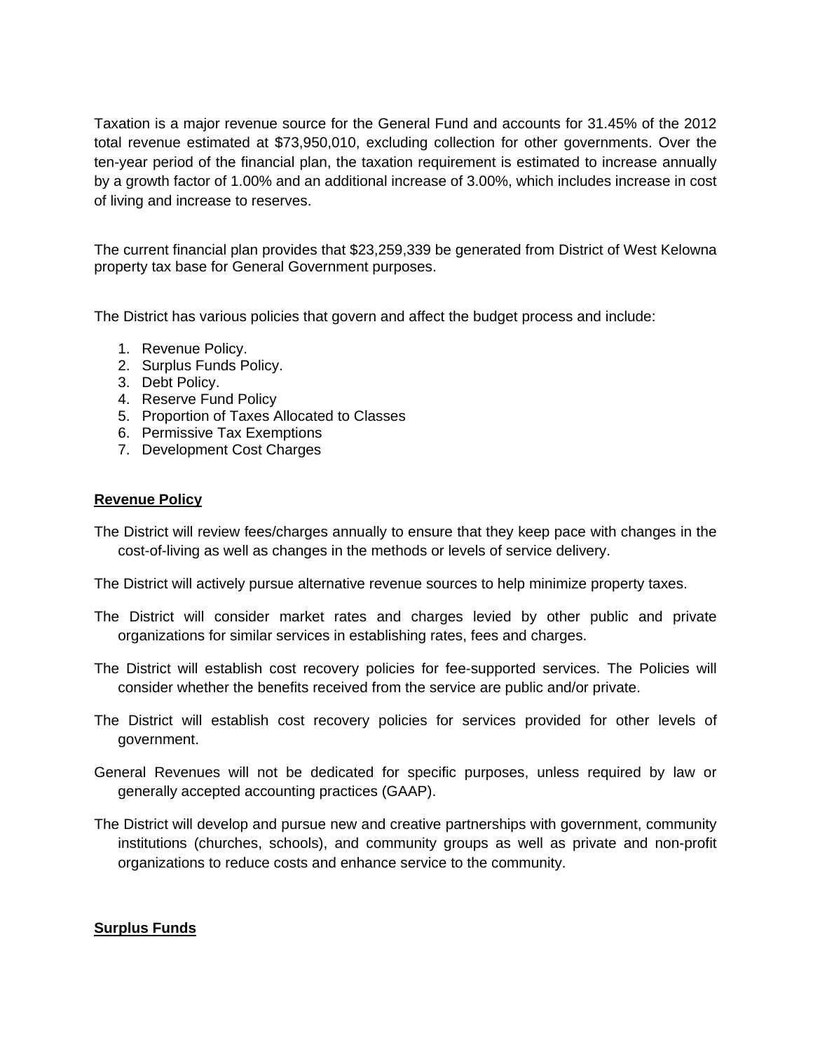Taxation is a major revenue source for the General Fund and accounts for 31.45% of the 2012 total revenue estimated at $73,950,010, excluding collection for other governments. Over the ten-year period of the financial plan, the taxation requirement is estimated to increase annually by a growth factor of 1.00% and an additional increase of 3.00%, which includes increase in cost of living and increase to reserves.

The current financial plan provides that $23,259,339 be generated from District of West Kelowna property tax base for General Government purposes.

The District has various policies that govern and affect the budget process and include:

1. Revenue Policy.
2. Surplus Funds Policy.
3. Debt Policy.
4. Reserve Fund Policy
5. Proportion of Taxes Allocated to Classes
6. Permissive Tax Exemptions
7. Development Cost Charges

## Revenue Policy

The District will review fees/charges annually to ensure that they keep pace with changes in the cost-of-living as well as changes in the methods or levels of service delivery.

The District will actively pursue alternative revenue sources to help minimize property taxes.

The District will consider market rates and charges levied by other public and private organizations for similar services in establishing rates, fees and charges.

The District will establish cost recovery policies for fee-supported services. The Policies will consider whether the benefits received from the service are public and/or private.

The District will establish cost recovery policies for services provided for other levels of government.

General Revenues will not be dedicated for specific purposes, unless required by law or generally accepted accounting practices (GAAP).

The District will develop and pursue new and creative partnerships with government, community institutions (churches, schools), and community groups as well as private and non-profit organizations to reduce costs and enhance service to the community.

## Surplus Funds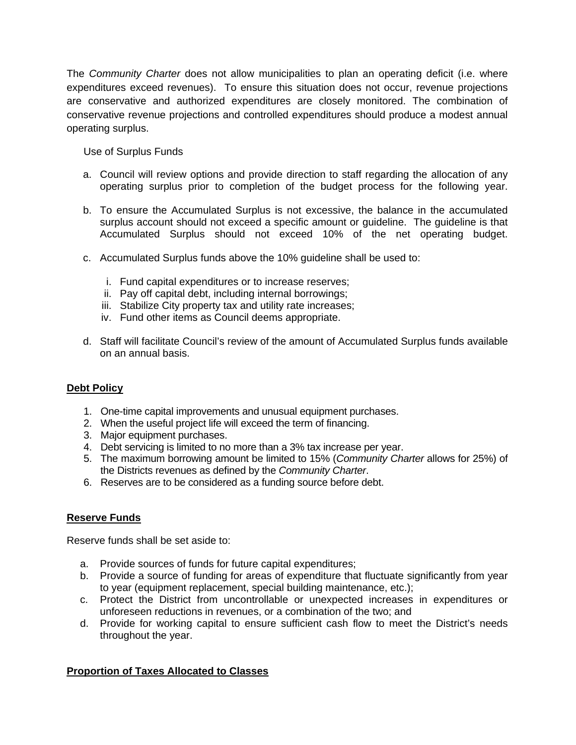The *Community Charter* does not allow municipalities to plan an operating deficit (i.e. where expenditures exceed revenues). To ensure this situation does not occur, revenue projections are conservative and authorized expenditures are closely monitored. The combination of conservative revenue projections and controlled expenditures should produce a modest annual operating surplus.

Use of Surplus Funds

a. Council will review options and provide direction to staff regarding the allocation of any operating surplus prior to completion of the budget process for the following year.

b. To ensure the Accumulated Surplus is not excessive, the balance in the accumulated surplus account should not exceed a specific amount or guideline. The guideline is that Accumulated Surplus should not exceed 10% of the net operating budget.

c. Accumulated Surplus funds above the 10% guideline shall be used to:

   i. Fund capital expenditures or to increase reserves;
   ii. Pay off capital debt, including internal borrowings;
   iii. Stabilize City property tax and utility rate increases;
   iv. Fund other items as Council deems appropriate.

d. Staff will facilitate Council's review of the amount of Accumulated Surplus funds available on an annual basis.

## **Debt Policy**

1. One-time capital improvements and unusual equipment purchases.
2. When the useful project life will exceed the term of financing.
3. Major equipment purchases.
4. Debt servicing is limited to no more than a 3% tax increase per year.
5. The maximum borrowing amount be limited to 15% (*Community Charter* allows for 25%) of the Districts revenues as defined by the *Community Charter*.
6. Reserves are to be considered as a funding source before debt.

## **Reserve Funds**

Reserve funds shall be set aside to:

a. Provide sources of funds for future capital expenditures;
b. Provide a source of funding for areas of expenditure that fluctuate significantly from year to year (equipment replacement, special building maintenance, etc.);
c. Protect the District from uncontrollable or unexpected increases in expenditures or unforeseen reductions in revenues, or a combination of the two; and
d. Provide for working capital to ensure sufficient cash flow to meet the District's needs throughout the year.

## **Proportion of Taxes Allocated to Classes**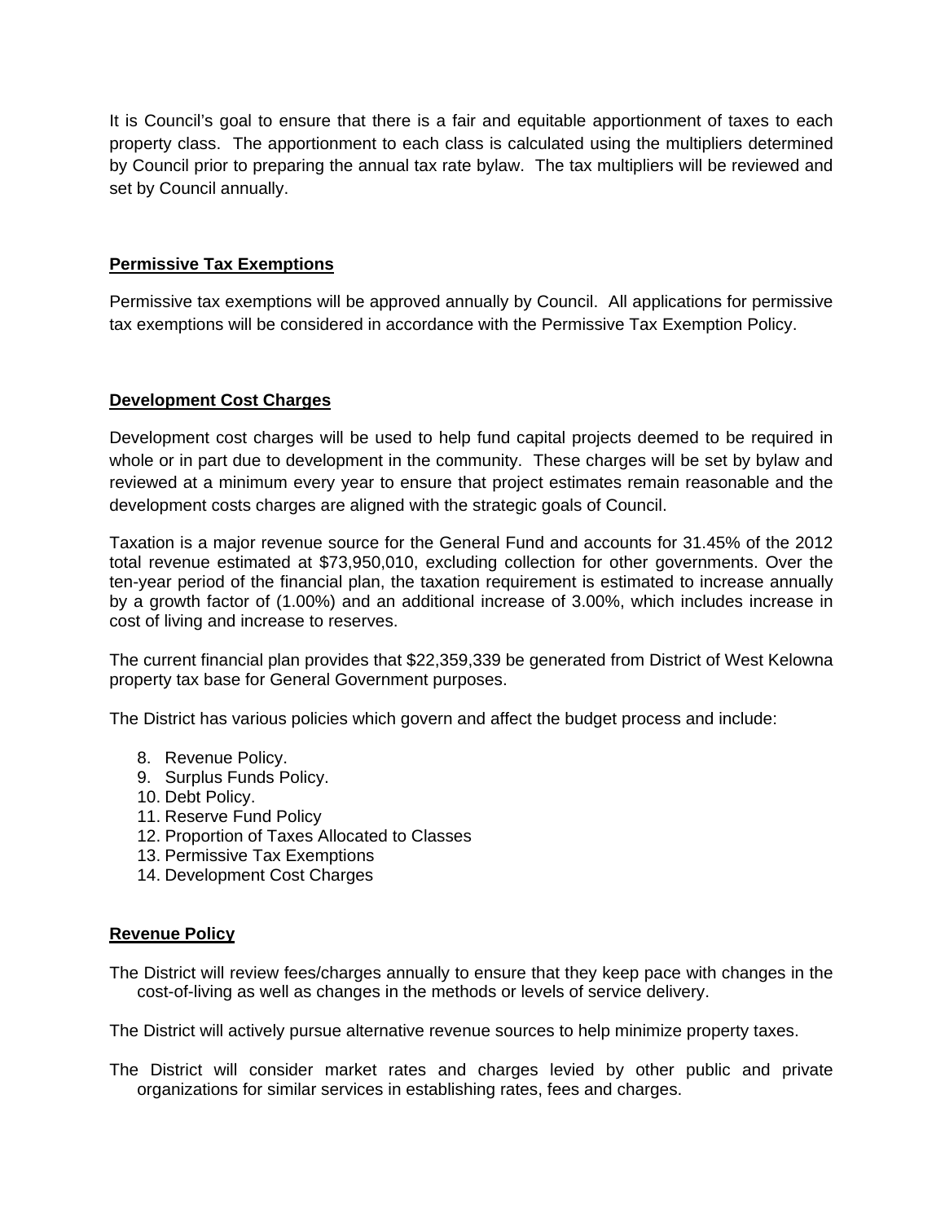It is Council's goal to ensure that there is a fair and equitable apportionment of taxes to each property class. The apportionment to each class is calculated using the multipliers determined by Council prior to preparing the annual tax rate bylaw. The tax multipliers will be reviewed and set by Council annually.

## Permissive Tax Exemptions

Permissive tax exemptions will be approved annually by Council. All applications for permissive tax exemptions will be considered in accordance with the Permissive Tax Exemption Policy.

## Development Cost Charges

Development cost charges will be used to help fund capital projects deemed to be required in whole or in part due to development in the community. These charges will be set by bylaw and reviewed at a minimum every year to ensure that project estimates remain reasonable and the development costs charges are aligned with the strategic goals of Council.

Taxation is a major revenue source for the General Fund and accounts for 31.45% of the 2012 total revenue estimated at $73,950,010, excluding collection for other governments. Over the ten-year period of the financial plan, the taxation requirement is estimated to increase annually by a growth factor of (1.00%) and an additional increase of 3.00%, which includes increase in cost of living and increase to reserves.

The current financial plan provides that $22,359,339 be generated from District of West Kelowna property tax base for General Government purposes.

The District has various policies which govern and affect the budget process and include:

8. Revenue Policy.
9. Surplus Funds Policy.
10. Debt Policy.
11. Reserve Fund Policy
12. Proportion of Taxes Allocated to Classes
13. Permissive Tax Exemptions
14. Development Cost Charges

## Revenue Policy

The District will review fees/charges annually to ensure that they keep pace with changes in the cost-of-living as well as changes in the methods or levels of service delivery.

The District will actively pursue alternative revenue sources to help minimize property taxes.

The District will consider market rates and charges levied by other public and private organizations for similar services in establishing rates, fees and charges.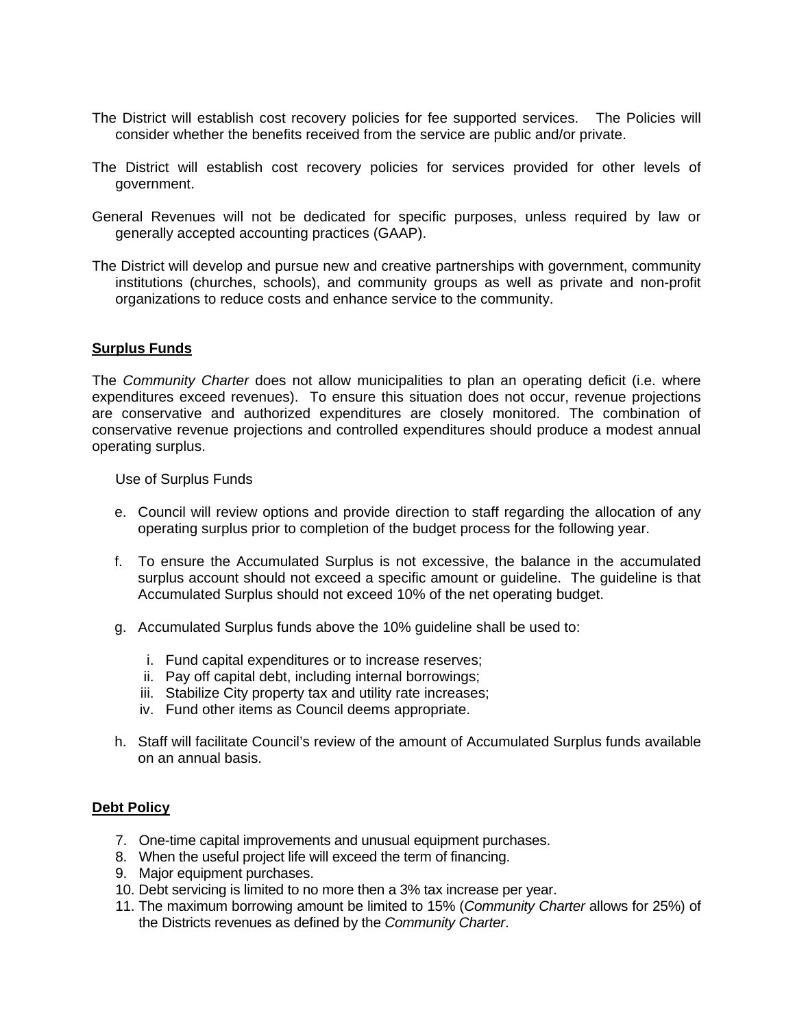The District will establish cost recovery policies for fee supported services. The Policies will consider whether the benefits received from the service are public and/or private.

The District will establish cost recovery policies for services provided for other levels of government.

General Revenues will not be dedicated for specific purposes, unless required by law or generally accepted accounting practices (GAAP).

The District will develop and pursue new and creative partnerships with government, community institutions (churches, schools), and community groups as well as private and non-profit organizations to reduce costs and enhance service to the community.

## Surplus Funds

The *Community Charter* does not allow municipalities to plan an operating deficit (i.e. where expenditures exceed revenues). To ensure this situation does not occur, revenue projections are conservative and authorized expenditures are closely monitored. The combination of conservative revenue projections and controlled expenditures should produce a modest annual operating surplus.

Use of Surplus Funds

e. Council will review options and provide direction to staff regarding the allocation of any operating surplus prior to completion of the budget process for the following year.

f. To ensure the Accumulated Surplus is not excessive, the balance in the accumulated surplus account should not exceed a specific amount or guideline. The guideline is that Accumulated Surplus should not exceed 10% of the net operating budget.

g. Accumulated Surplus funds above the 10% guideline shall be used to:

   i. Fund capital expenditures or to increase reserves;
   ii. Pay off capital debt, including internal borrowings;
   iii. Stabilize City property tax and utility rate increases;
   iv. Fund other items as Council deems appropriate.

h. Staff will facilitate Council's review of the amount of Accumulated Surplus funds available on an annual basis.

## Debt Policy

7. One-time capital improvements and unusual equipment purchases.
8. When the useful project life will exceed the term of financing.
9. Major equipment purchases.
10. Debt servicing is limited to no more then a 3% tax increase per year.
11. The maximum borrowing amount be limited to 15% (*Community Charter* allows for 25%) of the Districts revenues as defined by the *Community Charter*.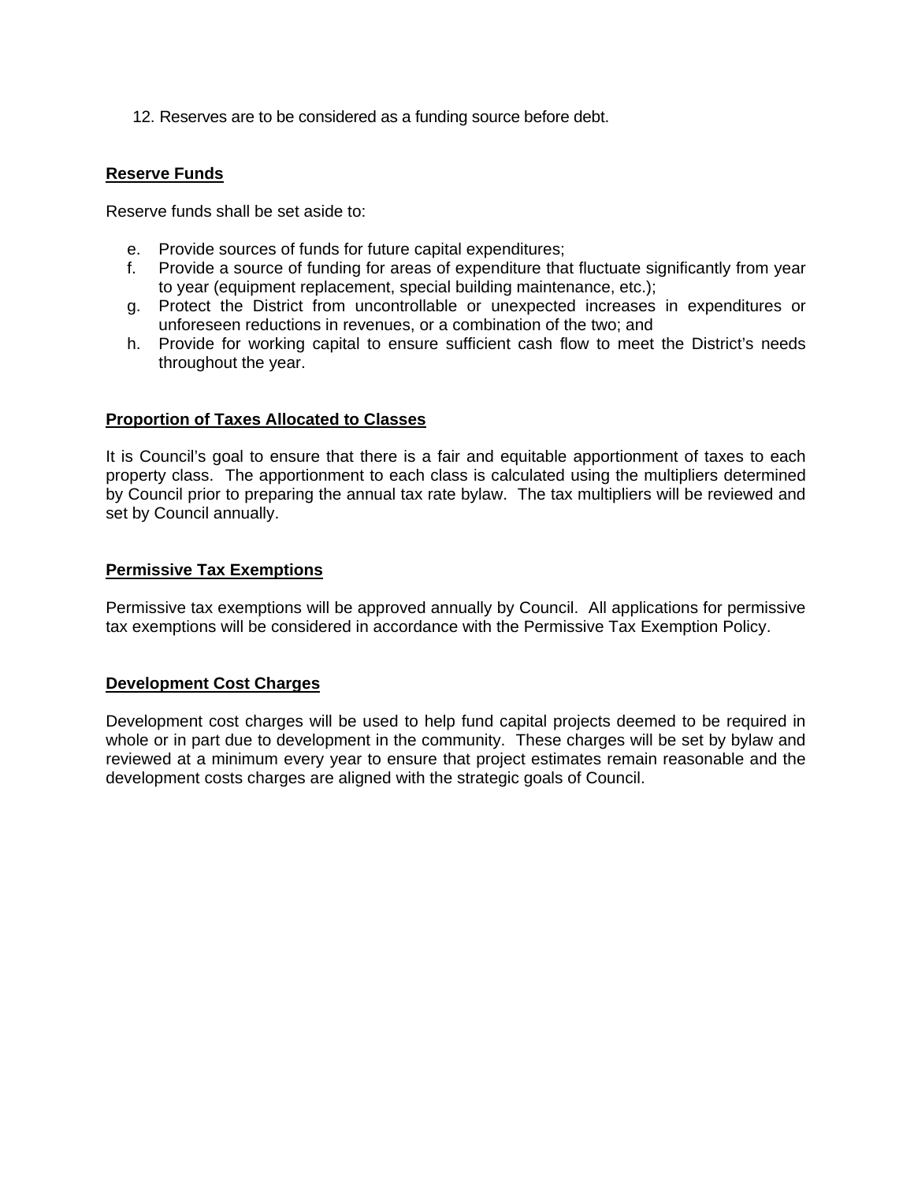12. Reserves are to be considered as a funding source before debt.

**Reserve Funds**

Reserve funds shall be set aside to:

e. Provide sources of funds for future capital expenditures;
f. Provide a source of funding for areas of expenditure that fluctuate significantly from year to year (equipment replacement, special building maintenance, etc.);
g. Protect the District from uncontrollable or unexpected increases in expenditures or unforeseen reductions in revenues, or a combination of the two; and
h. Provide for working capital to ensure sufficient cash flow to meet the District's needs throughout the year.

**Proportion of Taxes Allocated to Classes**

It is Council's goal to ensure that there is a fair and equitable apportionment of taxes to each property class. The apportionment to each class is calculated using the multipliers determined by Council prior to preparing the annual tax rate bylaw. The tax multipliers will be reviewed and set by Council annually.

**Permissive Tax Exemptions**

Permissive tax exemptions will be approved annually by Council. All applications for permissive tax exemptions will be considered in accordance with the Permissive Tax Exemption Policy.

**Development Cost Charges**

Development cost charges will be used to help fund capital projects deemed to be required in whole or in part due to development in the community. These charges will be set by bylaw and reviewed at a minimum every year to ensure that project estimates remain reasonable and the development costs charges are aligned with the strategic goals of Council.